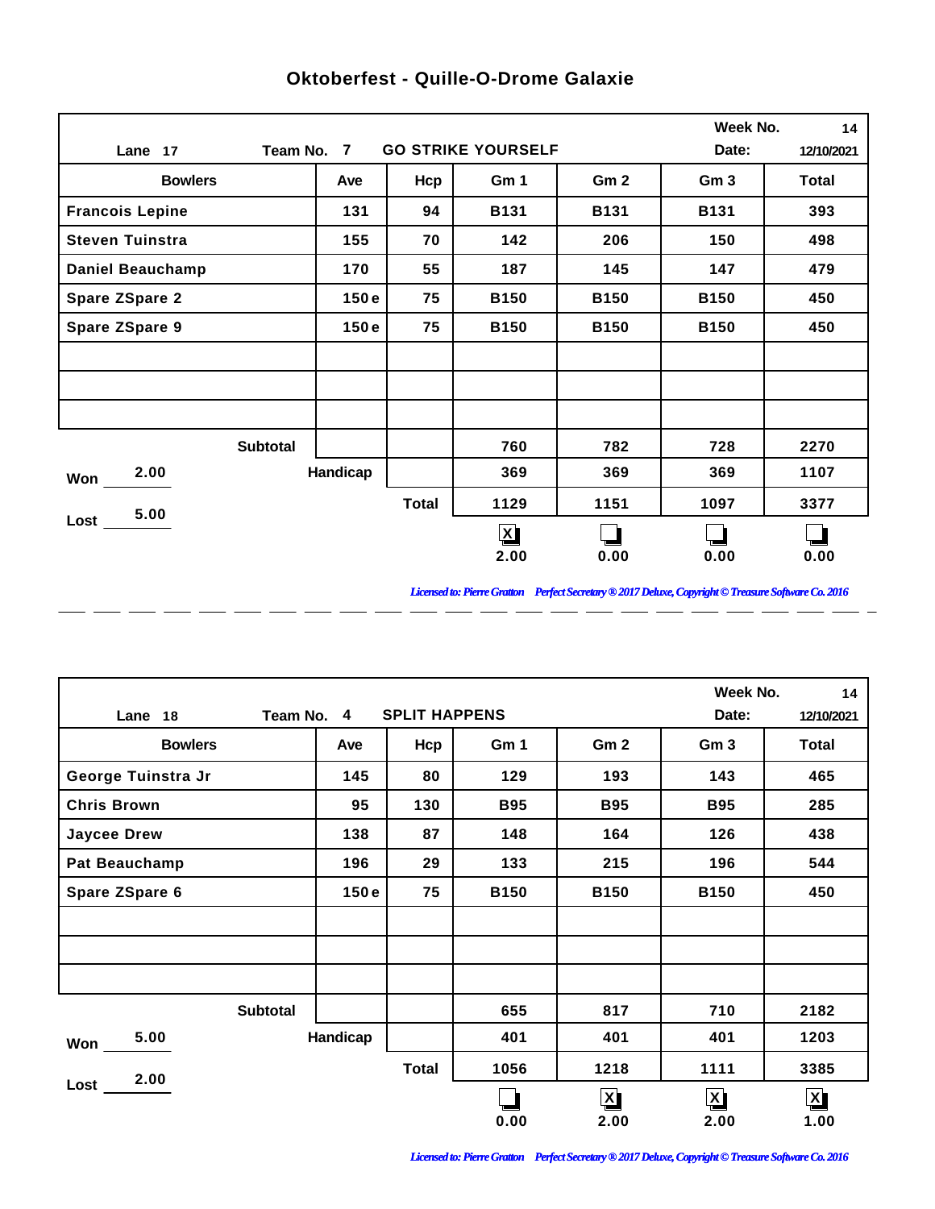# Oktoberfest - Quille-O-Drome Galaxie

Lane 17 | Team No. 7 | GO STRIKE YOURSELF | Week No. 14 | Date: 12/10/2021

| Bowlers | Ave | Hcp | Gm 1 | Gm 2 | Gm 3 | Total |
|---|---|---|---|---|---|---|
| Francois Lepine | 131 | 94 | B131 | B131 | B131 | 393 |
| Steven Tuinstra | 155 | 70 | 142 | 206 | 150 | 498 |
| Daniel Beauchamp | 170 | 55 | 187 | 145 | 147 | 479 |
| Spare ZSpare 2 | 150 e | 75 | B150 | B150 | B150 | 450 |
| Spare ZSpare 9 | 150 e | 75 | B150 | B150 | B150 | 450 |
| | | | | | | |
| | | | | | | |
| | | | | | | |
| Subtotal | | | 760 | 782 | 728 | 2270 |
| Handicap | | | 369 | 369 | 369 | 1107 |
| | | Total | 1129 | 1151 | 1097 | 3377 |
| | | | [X] 2.00 | [ ] 0.00 | [ ] 0.00 | [ ] 0.00 |

Won 2.00

Lost 5.00

*Licensed to: Pierre Gratton Perfect Secretary ® 2017 Deluxe, Copyright © Treasure Software Co. 2016*

---

Lane 18 | Team No. 4 | SPLIT HAPPENS | Week No. 14 | Date: 12/10/2021

| Bowlers | Ave | Hcp | Gm 1 | Gm 2 | Gm 3 | Total |
|---|---|---|---|---|---|---|
| George Tuinstra Jr | 145 | 80 | 129 | 193 | 143 | 465 |
| Chris Brown | 95 | 130 | B95 | B95 | B95 | 285 |
| Jaycee Drew | 138 | 87 | 148 | 164 | 126 | 438 |
| Pat Beauchamp | 196 | 29 | 133 | 215 | 196 | 544 |
| Spare ZSpare 6 | 150 e | 75 | B150 | B150 | B150 | 450 |
| | | | | | | |
| | | | | | | |
| | | | | | | |
| Subtotal | | | 655 | 817 | 710 | 2182 |
| Handicap | | | 401 | 401 | 401 | 1203 |
| | | Total | 1056 | 1218 | 1111 | 3385 |
| | | | [ ] 0.00 | [X] 2.00 | [X] 2.00 | [X] 1.00 |

Won 5.00

Lost 2.00

*Licensed to: Pierre Gratton Perfect Secretary ® 2017 Deluxe, Copyright © Treasure Software Co. 2016*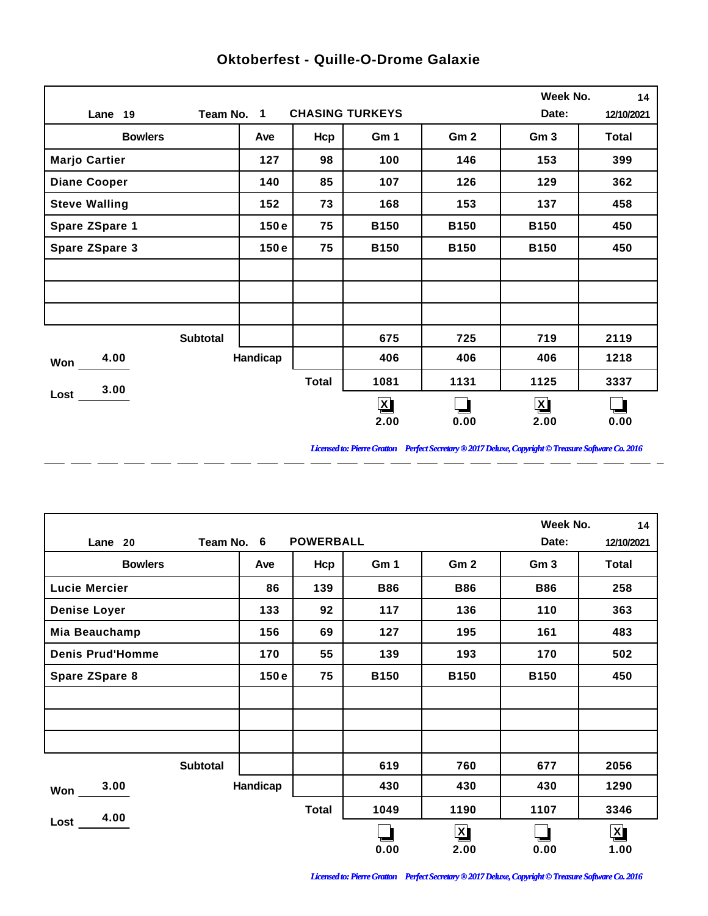## Oktoberfest - Quille-O-Drome Galaxie

Lane 19 | Team No. 1 | CHASING TURKEYS | Week No. 14 | Date: 12/10/2021

| Bowlers | Ave | Hcp | Gm 1 | Gm 2 | Gm 3 | Total |
|---|---|---|---|---|---|---|
| Marjo Cartier | 127 | 98 | 100 | 146 | 153 | 399 |
| Diane Cooper | 140 | 85 | 107 | 126 | 129 | 362 |
| Steve Walling | 152 | 73 | 168 | 153 | 137 | 458 |
| Spare ZSpare 1 | 150 e | 75 | B150 | B150 | B150 | 450 |
| Spare ZSpare 3 | 150 e | 75 | B150 | B150 | B150 | 450 |
| | | | | | | |
| | | | | | | |
| | | | | | | |
| Subtotal | | | 675 | 725 | 719 | 2119 |
| Handicap | | | 406 | 406 | 406 | 1218 |
| Total | | | 1081 | 1131 | 1125 | 3337 |
| | | | [X] 2.00 | [ ] 0.00 | [X] 2.00 | [ ] 0.00 |

Won 4.00
Lost 3.00

*Licensed to: Pierre Gratton Perfect Secretary ® 2017 Deluxe, Copyright © Treasure Software Co. 2016*

Lane 20 | Team No. 6 | POWERBALL | Week No. 14 | Date: 12/10/2021

| Bowlers | Ave | Hcp | Gm 1 | Gm 2 | Gm 3 | Total |
|---|---|---|---|---|---|---|
| Lucie Mercier | 86 | 139 | B86 | B86 | B86 | 258 |
| Denise Loyer | 133 | 92 | 117 | 136 | 110 | 363 |
| Mia Beauchamp | 156 | 69 | 127 | 195 | 161 | 483 |
| Denis Prud'Homme | 170 | 55 | 139 | 193 | 170 | 502 |
| Spare ZSpare 8 | 150 e | 75 | B150 | B150 | B150 | 450 |
| | | | | | | |
| | | | | | | |
| | | | | | | |
| Subtotal | | | 619 | 760 | 677 | 2056 |
| Handicap | | | 430 | 430 | 430 | 1290 |
| Total | | | 1049 | 1190 | 1107 | 3346 |
| | | | [ ] 0.00 | [X] 2.00 | [ ] 0.00 | [X] 1.00 |

Won 3.00
Lost 4.00

*Licensed to: Pierre Gratton Perfect Secretary ® 2017 Deluxe, Copyright © Treasure Software Co. 2016*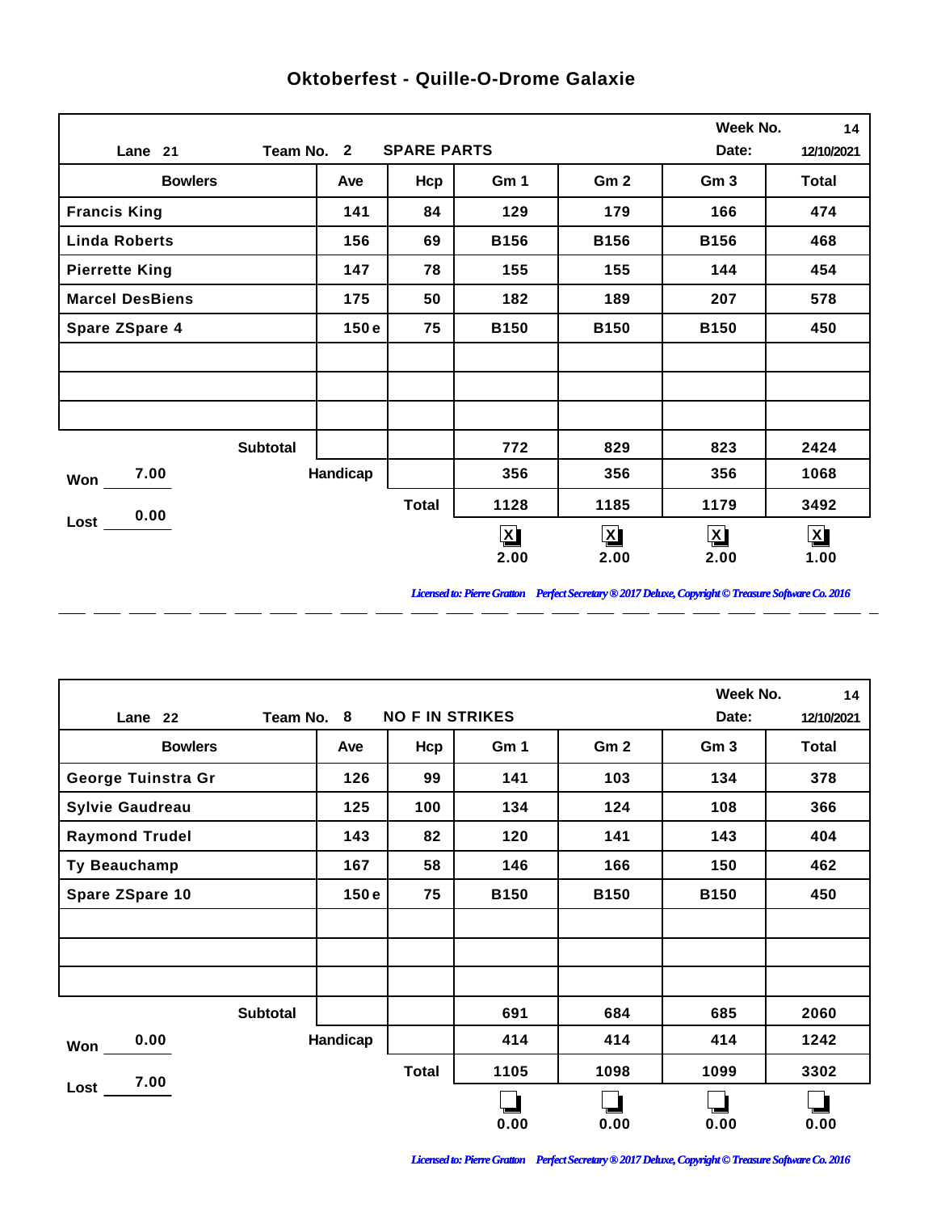## Oktoberfest - Quille-O-Drome Galaxie

**Lane** 21 **Team No.** 2 **SPARE PARTS** **Week No.** 14 **Date:** 12/10/2021

| Bowlers | Ave | Hcp | Gm 1 | Gm 2 | Gm 3 | Total |
|---|---|---|---|---|---|---|
| Francis King | 141 | 84 | 129 | 179 | 166 | 474 |
| Linda Roberts | 156 | 69 | B156 | B156 | B156 | 468 |
| Pierrette King | 147 | 78 | 155 | 155 | 144 | 454 |
| Marcel DesBiens | 175 | 50 | 182 | 189 | 207 | 578 |
| Spare ZSpare 4 | 150 e | 75 | B150 | B150 | B150 | 450 |
| | | | | | | |
| | | | | | | |
| | | | | | | |
| Subtotal | | | 772 | 829 | 823 | 2424 |
| Handicap | | | 356 | 356 | 356 | 1068 |
| Total | | | 1128 | 1185 | 1179 | 3492 |
| | | | [X] 2.00 | [X] 2.00 | [X] 2.00 | [X] 1.00 |

**Won** 7.00

**Lost** 0.00

*Licensed to: Pierre Gratton Perfect Secretary ® 2017 Deluxe, Copyright © Treasure Software Co. 2016*

---

**Lane** 22 **Team No.** 8 **NO F IN STRIKES** **Week No.** 14 **Date:** 12/10/2021

| Bowlers | Ave | Hcp | Gm 1 | Gm 2 | Gm 3 | Total |
|---|---|---|---|---|---|---|
| George Tuinstra Gr | 126 | 99 | 141 | 103 | 134 | 378 |
| Sylvie Gaudreau | 125 | 100 | 134 | 124 | 108 | 366 |
| Raymond Trudel | 143 | 82 | 120 | 141 | 143 | 404 |
| Ty Beauchamp | 167 | 58 | 146 | 166 | 150 | 462 |
| Spare ZSpare 10 | 150 e | 75 | B150 | B150 | B150 | 450 |
| | | | | | | |
| | | | | | | |
| | | | | | | |
| Subtotal | | | 691 | 684 | 685 | 2060 |
| Handicap | | | 414 | 414 | 414 | 1242 |
| Total | | | 1105 | 1098 | 1099 | 3302 |
| | | | [ ] 0.00 | [ ] 0.00 | [ ] 0.00 | [ ] 0.00 |

**Won** 0.00

**Lost** 7.00

*Licensed to: Pierre Gratton Perfect Secretary ® 2017 Deluxe, Copyright © Treasure Software Co. 2016*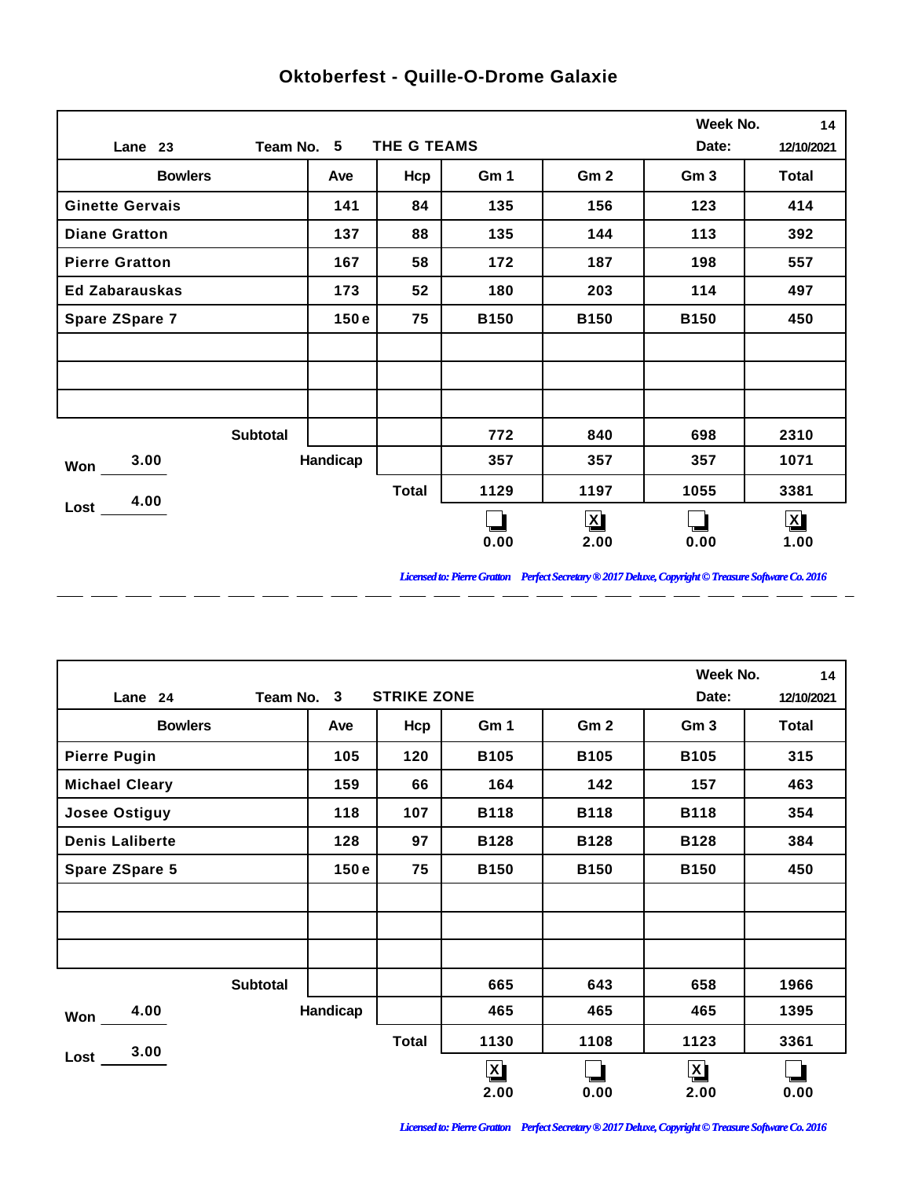# Oktoberfest - Quille-O-Drome Galaxie

Lane 23 | Team No. 5 | THE G TEAMS | Week No. 14 | Date: 12/10/2021

| Bowlers | Ave | Hcp | Gm 1 | Gm 2 | Gm 3 | Total |
|---|---|---|---|---|---|---|
| Ginette Gervais | 141 | 84 | 135 | 156 | 123 | 414 |
| Diane Gratton | 137 | 88 | 135 | 144 | 113 | 392 |
| Pierre Gratton | 167 | 58 | 172 | 187 | 198 | 557 |
| Ed Zabarauskas | 173 | 52 | 180 | 203 | 114 | 497 |
| Spare ZSpare 7 | 150 e | 75 | B150 | B150 | B150 | 450 |
| | | | | | | |
| | | | | | | |
| | | | | | | |
| Subtotal | | | 772 | 840 | 698 | 2310 |
| Handicap | | | 357 | 357 | 357 | 1071 |
| Total | | | 1129 | 1197 | 1055 | 3381 |
| | | | ☐ 0.00 | ☒ 2.00 | ☐ 0.00 | ☒ 1.00 |

Won 3.00

Lost 4.00

*Licensed to: Pierre Gratton Perfect Secretary ® 2017 Deluxe, Copyright © Treasure Software Co. 2016*

Lane 24 | Team No. 3 | STRIKE ZONE | Week No. 14 | Date: 12/10/2021

| Bowlers | Ave | Hcp | Gm 1 | Gm 2 | Gm 3 | Total |
|---|---|---|---|---|---|---|
| Pierre Pugin | 105 | 120 | B105 | B105 | B105 | 315 |
| Michael Cleary | 159 | 66 | 164 | 142 | 157 | 463 |
| Josee Ostiguy | 118 | 107 | B118 | B118 | B118 | 354 |
| Denis Laliberte | 128 | 97 | B128 | B128 | B128 | 384 |
| Spare ZSpare 5 | 150 e | 75 | B150 | B150 | B150 | 450 |
| | | | | | | |
| | | | | | | |
| | | | | | | |
| Subtotal | | | 665 | 643 | 658 | 1966 |
| Handicap | | | 465 | 465 | 465 | 1395 |
| Total | | | 1130 | 1108 | 1123 | 3361 |
| | | | ☒ 2.00 | ☐ 0.00 | ☒ 2.00 | ☐ 0.00 |

Won 4.00

Lost 3.00

*Licensed to: Pierre Gratton Perfect Secretary ® 2017 Deluxe, Copyright © Treasure Software Co. 2016*